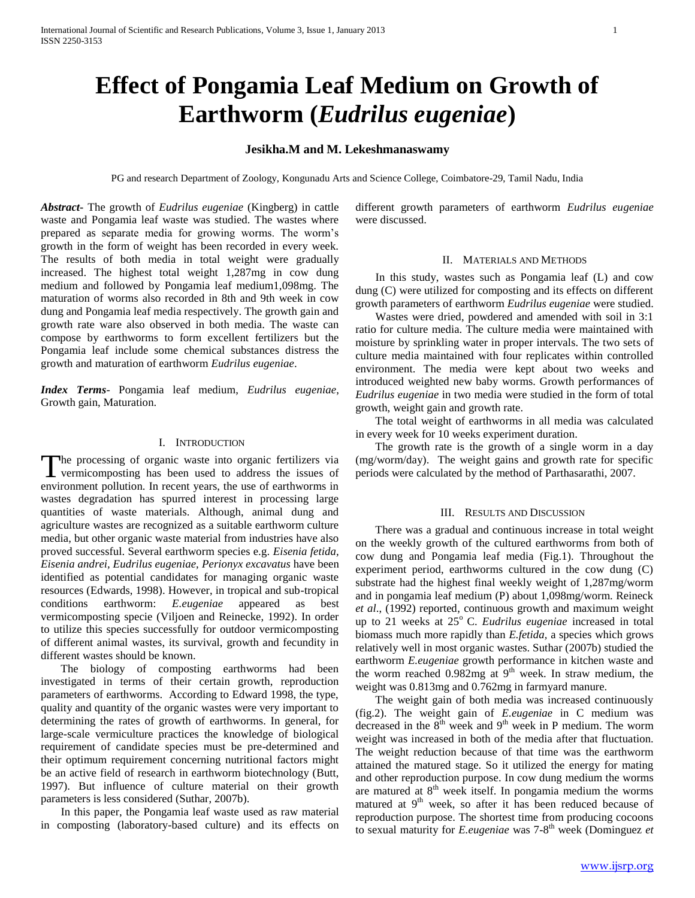# Effect of Pongamia Leaf Medium on Growth of Earthworm (*Eudrilus eugeniae*)

**Jesikha.M and M. Lekeshmanaswamy**

PG and research Department of Zoology, Kongunadu Arts and Science College, Coimbatore-29, Tamil Nadu, India

***Abstract***- The growth of *Eudrilus eugeniae* (Kingberg) in cattle waste and Pongamia leaf waste was studied. The wastes where prepared as separate media for growing worms. The worm's growth in the form of weight has been recorded in every week. The results of both media in total weight were gradually increased. The highest total weight 1,287mg in cow dung medium and followed by Pongamia leaf medium1,098mg. The maturation of worms also recorded in 8th and 9th week in cow dung and Pongamia leaf media respectively. The growth gain and growth rate ware also observed in both media. The waste can compose by earthworms to form excellent fertilizers but the Pongamia leaf include some chemical substances distress the growth and maturation of earthworm *Eudrilus eugeniae*.

***Index Terms***- Pongamia leaf medium, *Eudrilus eugeniae*, Growth gain, Maturation.

## I. Introduction

The processing of organic waste into organic fertilizers via vermicomposting has been used to address the issues of environment pollution. In recent years, the use of earthworms in wastes degradation has spurred interest in processing large quantities of waste materials. Although, animal dung and agriculture wastes are recognized as a suitable earthworm culture media, but other organic waste material from industries have also proved successful. Several earthworm species e.g. *Eisenia fetida, Eisenia andrei, Eudrilus eugeniae, Perionyx excavatus* have been identified as potential candidates for managing organic waste resources (Edwards, 1998). However, in tropical and sub-tropical conditions earthworm: *E.eugeniae* appeared as best vermicomposting specie (Viljoen and Reinecke, 1992). In order to utilize this species successfully for outdoor vermicomposting of different animal wastes, its survival, growth and fecundity in different wastes should be known.

The biology of composting earthworms had been investigated in terms of their certain growth, reproduction parameters of earthworms. According to Edward 1998, the type, quality and quantity of the organic wastes were very important to determining the rates of growth of earthworms. In general, for large-scale vermiculture practices the knowledge of biological requirement of candidate species must be pre-determined and their optimum requirement concerning nutritional factors might be an active field of research in earthworm biotechnology (Butt, 1997). But influence of culture material on their growth parameters is less considered (Suthar, 2007b).

In this paper, the Pongamia leaf waste used as raw material in composting (laboratory-based culture) and its effects on different growth parameters of earthworm *Eudrilus eugeniae* were discussed.

## II. Materials and Methods

In this study, wastes such as Pongamia leaf (L) and cow dung (C) were utilized for composting and its effects on different growth parameters of earthworm *Eudrilus eugeniae* were studied.

Wastes were dried, powdered and amended with soil in 3:1 ratio for culture media. The culture media were maintained with moisture by sprinkling water in proper intervals. The two sets of culture media maintained with four replicates within controlled environment. The media were kept about two weeks and introduced weighted new baby worms. Growth performances of *Eudrilus eugeniae* in two media were studied in the form of total growth, weight gain and growth rate.

The total weight of earthworms in all media was calculated in every week for 10 weeks experiment duration.

The growth rate is the growth of a single worm in a day (mg/worm/day). The weight gains and growth rate for specific periods were calculated by the method of Parthasarathi, 2007.

## III. Results and Discussion

There was a gradual and continuous increase in total weight on the weekly growth of the cultured earthworms from both of cow dung and Pongamia leaf media (Fig.1). Throughout the experiment period, earthworms cultured in the cow dung (C) substrate had the highest final weekly weight of 1,287mg/worm and in pongamia leaf medium (P) about 1,098mg/worm. Reineck *et al*., (1992) reported, continuous growth and maximum weight up to 21 weeks at 25$^{o}$ C. *Eudrilus eugeniae* increased in total biomass much more rapidly than *E.fetida*, a species which grows relatively well in most organic wastes. Suthar (2007b) studied the earthworm *E.eugeniae* growth performance in kitchen waste and the worm reached 0.982mg at 9$^{th}$ week. In straw medium, the weight was 0.813mg and 0.762mg in farmyard manure.

The weight gain of both media was increased continuously (fig.2). The weight gain of *E.eugeniae* in C medium was decreased in the 8$^{th}$ week and 9$^{th}$ week in P medium. The worm weight was increased in both of the media after that fluctuation. The weight reduction because of that time was the earthworm attained the matured stage. So it utilized the energy for mating and other reproduction purpose. In cow dung medium the worms are matured at 8$^{th}$ week itself. In pongamia medium the worms matured at 9$^{th}$ week, so after it has been reduced because of reproduction purpose. The shortest time from producing cocoons to sexual maturity for *E.eugeniae* was 7-8$^{th}$ week (Dominguez *et*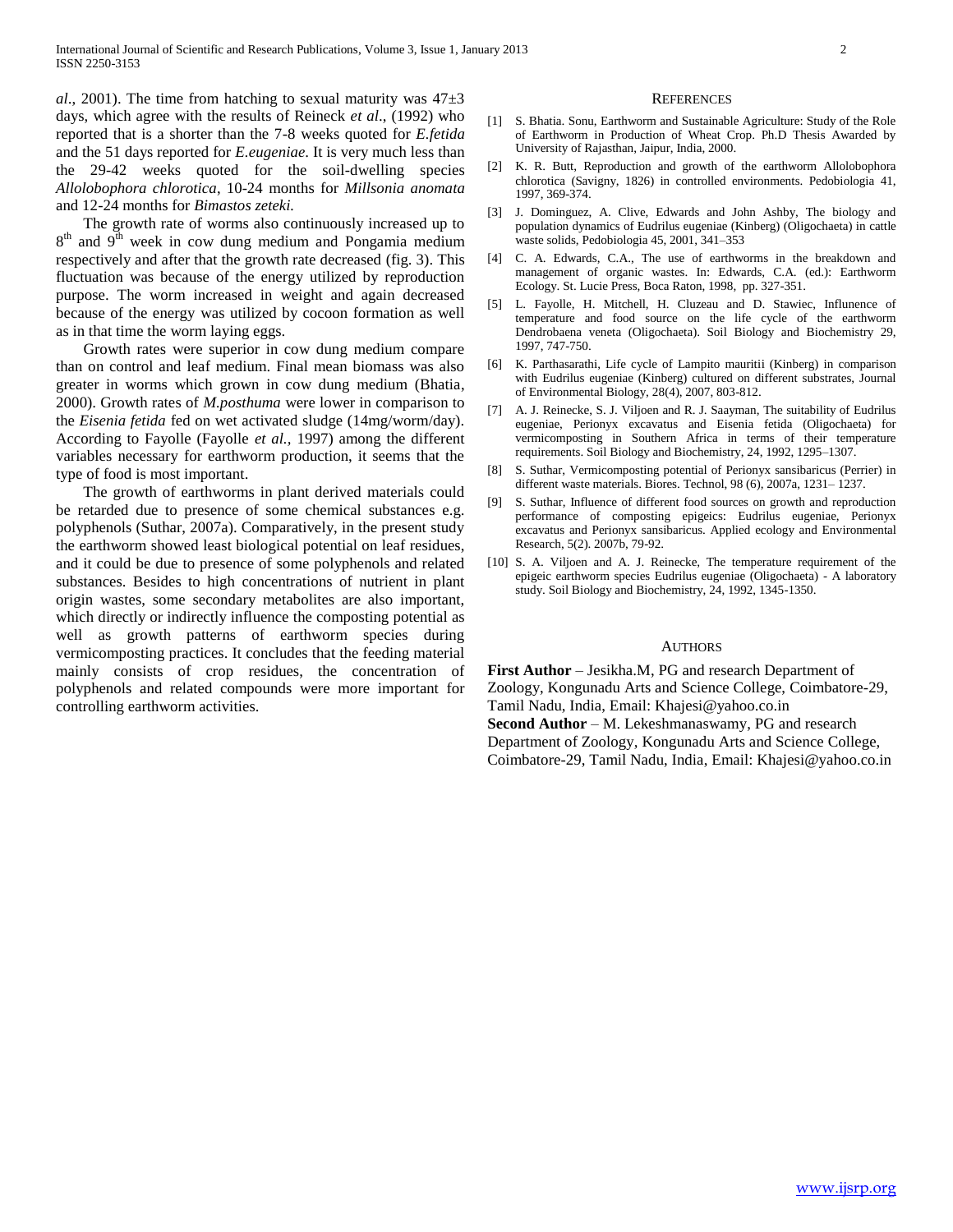*al*., 2001). The time from hatching to sexual maturity was 47±3 days, which agree with the results of Reineck *et al*., (1992) who reported that is a shorter than the 7-8 weeks quoted for *E.fetida* and the 51 days reported for *E.eugeniae*. It is very much less than the 29-42 weeks quoted for the soil-dwelling species *Allolobophora chlorotica*, 10-24 months for *Millsonia anomata* and 12-24 months for *Bimastos zeteki.*

The growth rate of worms also continuously increased up to 8th and 9th week in cow dung medium and Pongamia medium respectively and after that the growth rate decreased (fig. 3). This fluctuation was because of the energy utilized by reproduction purpose. The worm increased in weight and again decreased because of the energy was utilized by cocoon formation as well as in that time the worm laying eggs.

Growth rates were superior in cow dung medium compare than on control and leaf medium. Final mean biomass was also greater in worms which grown in cow dung medium (Bhatia, 2000). Growth rates of *M.posthuma* were lower in comparison to the *Eisenia fetida* fed on wet activated sludge (14mg/worm/day). According to Fayolle (Fayolle *et al.,* 1997) among the different variables necessary for earthworm production, it seems that the type of food is most important.

The growth of earthworms in plant derived materials could be retarded due to presence of some chemical substances e.g. polyphenols (Suthar, 2007a). Comparatively, in the present study the earthworm showed least biological potential on leaf residues, and it could be due to presence of some polyphenols and related substances. Besides to high concentrations of nutrient in plant origin wastes, some secondary metabolites are also important, which directly or indirectly influence the composting potential as well as growth patterns of earthworm species during vermicomposting practices. It concludes that the feeding material mainly consists of crop residues, the concentration of polyphenols and related compounds were more important for controlling earthworm activities.

## REFERENCES

[1] S. Bhatia. Sonu, Earthworm and Sustainable Agriculture: Study of the Role of Earthworm in Production of Wheat Crop. Ph.D Thesis Awarded by University of Rajasthan, Jaipur, India, 2000.

[2] K. R. Butt, Reproduction and growth of the earthworm Allolobophora chlorotica (Savigny, 1826) in controlled environments. Pedobiologia 41, 1997, 369-374.

[3] J. Dominguez, A. Clive, Edwards and John Ashby, The biology and population dynamics of Eudrilus eugeniae (Kinberg) (Oligochaeta) in cattle waste solids, Pedobiologia 45, 2001, 341–353

[4] C. A. Edwards, C.A., The use of earthworms in the breakdown and management of organic wastes. In: Edwards, C.A. (ed.): Earthworm Ecology. St. Lucie Press, Boca Raton, 1998, pp. 327-351.

[5] L. Fayolle, H. Mitchell, H. Cluzeau and D. Stawiec, Influnence of temperature and food source on the life cycle of the earthworm Dendrobaena veneta (Oligochaeta). Soil Biology and Biochemistry 29, 1997, 747-750.

[6] K. Parthasarathi, Life cycle of Lampito mauritii (Kinberg) in comparison with Eudrilus eugeniae (Kinberg) cultured on different substrates, Journal of Environmental Biology, 28(4), 2007, 803-812.

[7] A. J. Reinecke, S. J. Viljoen and R. J. Saayman, The suitability of Eudrilus eugeniae, Perionyx excavatus and Eisenia fetida (Oligochaeta) for vermicomposting in Southern Africa in terms of their temperature requirements. Soil Biology and Biochemistry, 24, 1992, 1295–1307.

[8] S. Suthar, Vermicomposting potential of Perionyx sansibaricus (Perrier) in different waste materials. Biores. Technol, 98 (6), 2007a, 1231– 1237.

[9] S. Suthar, Influence of different food sources on growth and reproduction performance of composting epigeics: Eudrilus eugeniae, Perionyx excavatus and Perionyx sansibaricus. Applied ecology and Environmental Research, 5(2). 2007b, 79-92.

[10] S. A. Viljoen and A. J. Reinecke, The temperature requirement of the epigeic earthworm species Eudrilus eugeniae (Oligochaeta) - A laboratory study. Soil Biology and Biochemistry, 24, 1992, 1345-1350.

## AUTHORS

**First Author** – Jesikha.M, PG and research Department of Zoology, Kongunadu Arts and Science College, Coimbatore-29, Tamil Nadu, India, Email: Khajesi@yahoo.co.in

**Second Author** – M. Lekeshmanaswamy, PG and research Department of Zoology, Kongunadu Arts and Science College, Coimbatore-29, Tamil Nadu, India, Email: Khajesi@yahoo.co.in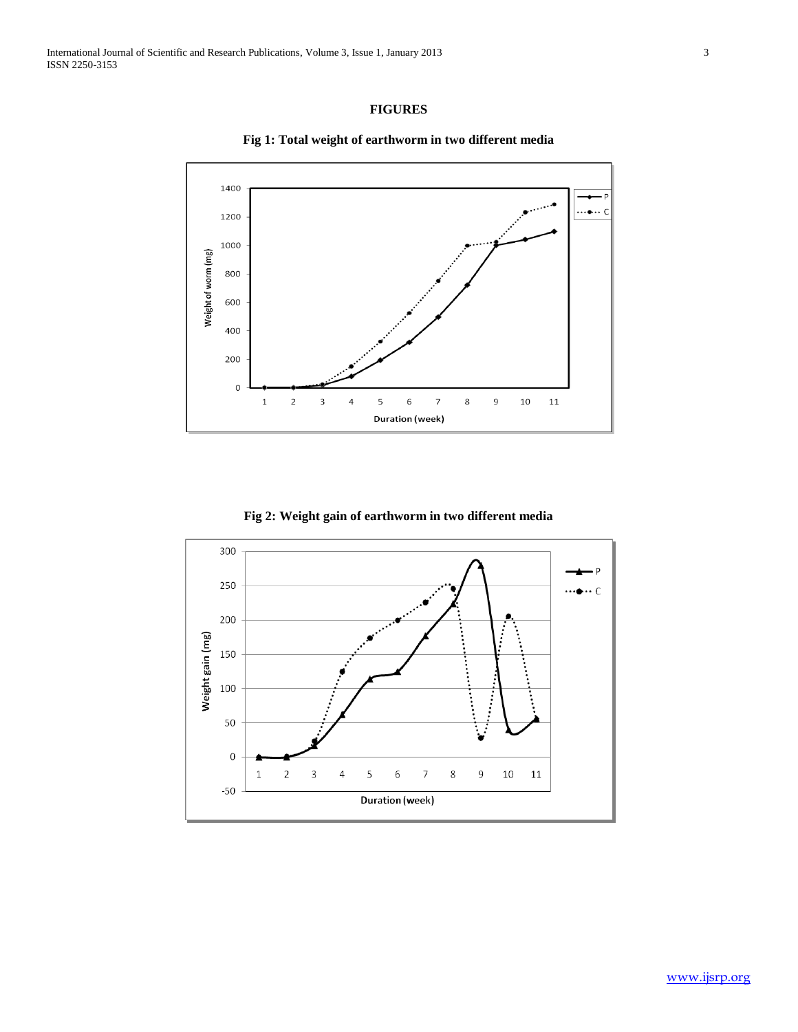**FIGURES**

**Fig 1: Total weight of earthworm in two different media**

**Fig 2: Weight gain of earthworm in two different media**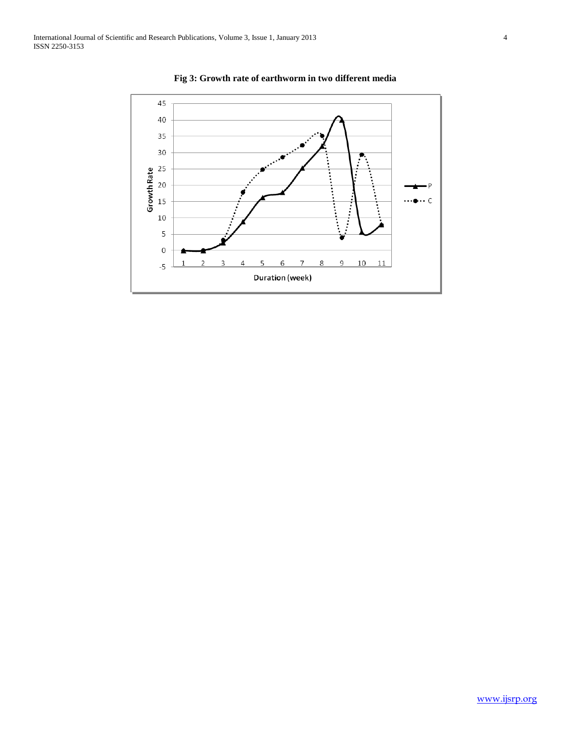**Fig 3: Growth rate of earthworm in two different media**

Growth Rate

45
40
35
30
25
20
15
10
5
0
-5

1 2 3 4 5 6 7 8 9 10 11

Duration (week)

P

C